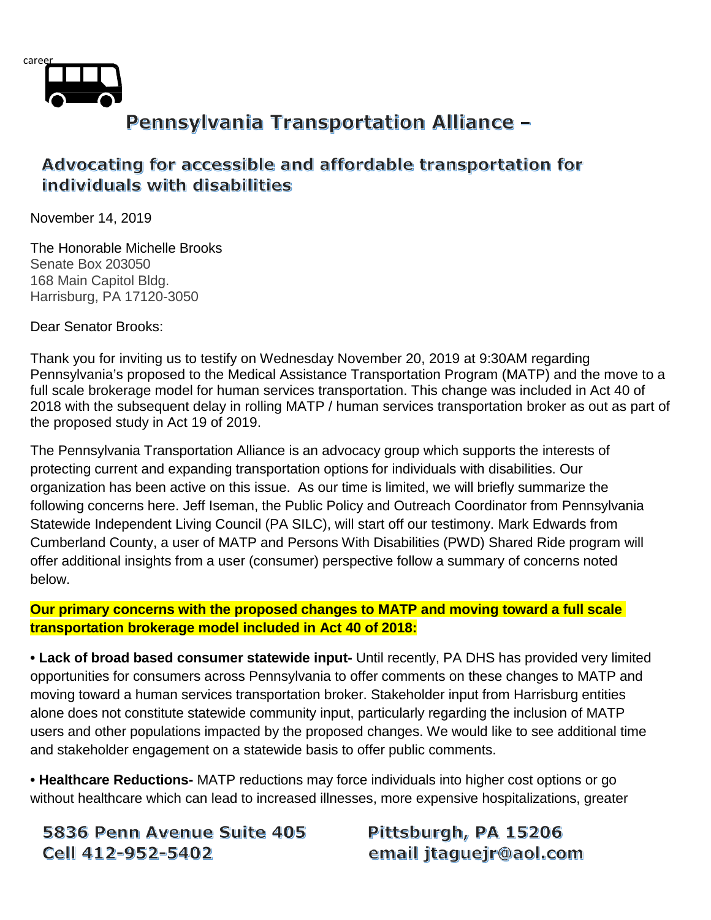career

# Pennsylvania Transportation Alliance –

## Advocating for accessible and affordable transportation for individuals with disabilities

November 14, 2019

The Honorable Michelle Brooks
Senate Box 203050
168 Main Capitol Bldg.
Harrisburg, PA 17120-3050

Dear Senator Brooks:

Thank you for inviting us to testify on Wednesday November 20, 2019 at 9:30AM regarding Pennsylvania's proposed to the Medical Assistance Transportation Program (MATP) and the move to a full scale brokerage model for human services transportation. This change was included in Act 40 of 2018 with the subsequent delay in rolling MATP / human services transportation broker as out as part of the proposed study in Act 19 of 2019.

The Pennsylvania Transportation Alliance is an advocacy group which supports the interests of protecting current and expanding transportation options for individuals with disabilities. Our organization has been active on this issue. As our time is limited, we will briefly summarize the following concerns here. Jeff Iseman, the Public Policy and Outreach Coordinator from Pennsylvania Statewide Independent Living Council (PA SILC), will start off our testimony. Mark Edwards from Cumberland County, a user of MATP and Persons With Disabilities (PWD) Shared Ride program will offer additional insights from a user (consumer) perspective follow a summary of concerns noted below.

**Our primary concerns with the proposed changes to MATP and moving toward a full scale transportation brokerage model included in Act 40 of 2018:**

• **Lack of broad based consumer statewide input-** Until recently, PA DHS has provided very limited opportunities for consumers across Pennsylvania to offer comments on these changes to MATP and moving toward a human services transportation broker. Stakeholder input from Harrisburg entities alone does not constitute statewide community input, particularly regarding the inclusion of MATP users and other populations impacted by the proposed changes. We would like to see additional time and stakeholder engagement on a statewide basis to offer public comments.

• **Healthcare Reductions-** MATP reductions may force individuals into higher cost options or go without healthcare which can lead to increased illnesses, more expensive hospitalizations, greater

5836 Penn Avenue Suite 405 Pittsburgh, PA 15206
Cell 412-952-5402 email jtaguejr@aol.com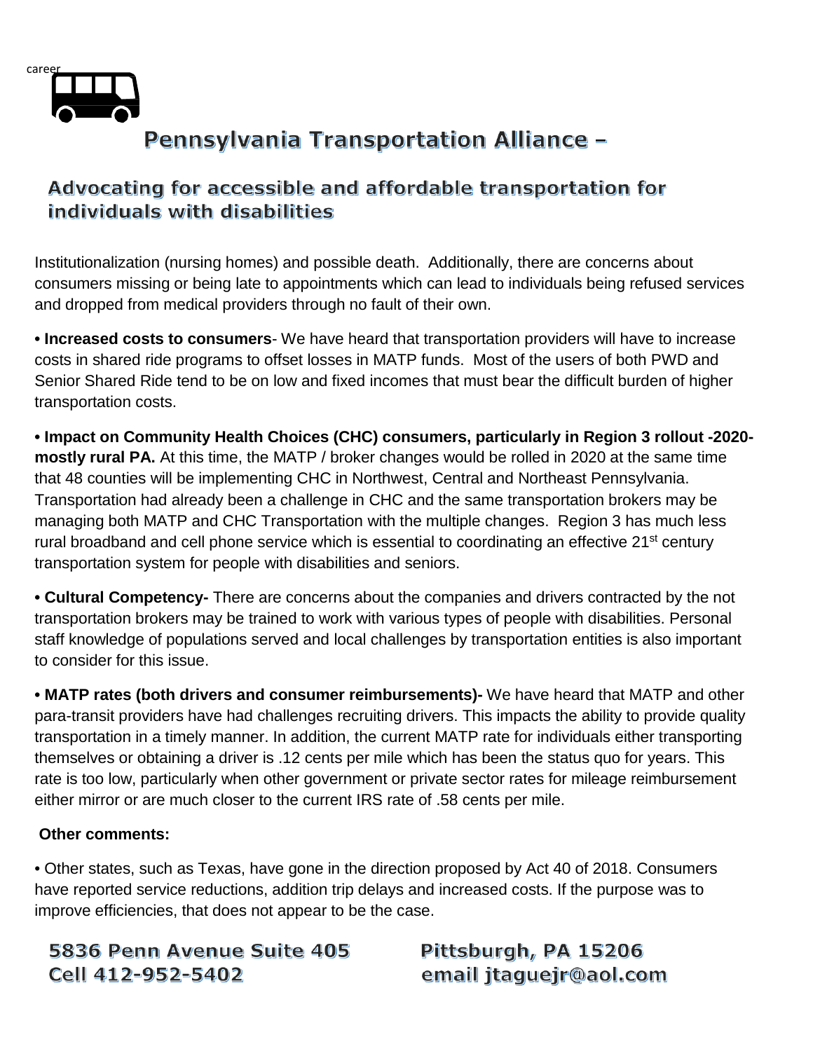career

# Pennsylvania Transportation Alliance –

## Advocating for accessible and affordable transportation for individuals with disabilities

Institutionalization (nursing homes) and possible death. Additionally, there are concerns about consumers missing or being late to appointments which can lead to individuals being refused services and dropped from medical providers through no fault of their own.

• **Increased costs to consumers**- We have heard that transportation providers will have to increase costs in shared ride programs to offset losses in MATP funds. Most of the users of both PWD and Senior Shared Ride tend to be on low and fixed incomes that must bear the difficult burden of higher transportation costs.

• **Impact on Community Health Choices (CHC) consumers, particularly in Region 3 rollout -2020- mostly rural PA.** At this time, the MATP / broker changes would be rolled in 2020 at the same time that 48 counties will be implementing CHC in Northwest, Central and Northeast Pennsylvania. Transportation had already been a challenge in CHC and the same transportation brokers may be managing both MATP and CHC Transportation with the multiple changes. Region 3 has much less rural broadband and cell phone service which is essential to coordinating an effective 21st century transportation system for people with disabilities and seniors.

• **Cultural Competency-** There are concerns about the companies and drivers contracted by the not transportation brokers may be trained to work with various types of people with disabilities. Personal staff knowledge of populations served and local challenges by transportation entities is also important to consider for this issue.

• **MATP rates (both drivers and consumer reimbursements)-** We have heard that MATP and other para-transit providers have had challenges recruiting drivers. This impacts the ability to provide quality transportation in a timely manner. In addition, the current MATP rate for individuals either transporting themselves or obtaining a driver is .12 cents per mile which has been the status quo for years. This rate is too low, particularly when other government or private sector rates for mileage reimbursement either mirror or are much closer to the current IRS rate of .58 cents per mile.

**Other comments:**

• Other states, such as Texas, have gone in the direction proposed by Act 40 of 2018. Consumers have reported service reductions, addition trip delays and increased costs. If the purpose was to improve efficiencies, that does not appear to be the case.

**5836 Penn Avenue Suite 405** **Pittsburgh, PA 15206**
**Cell 412-952-5402** **email jtaguejr@aol.com**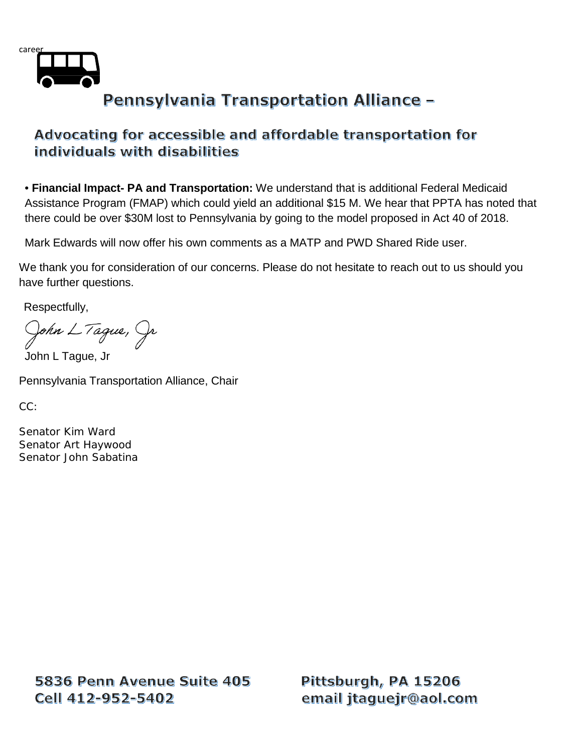career

# Pennsylvania Transportation Alliance –

## Advocating for accessible and affordable transportation for individuals with disabilities

• **Financial Impact- PA and Transportation:** We understand that is additional Federal Medicaid Assistance Program (FMAP) which could yield an additional $15 M. We hear that PPTA has noted that there could be over $30M lost to Pennsylvania by going to the model proposed in Act 40 of 2018.

Mark Edwards will now offer his own comments as a MATP and PWD Shared Ride user.

We thank you for consideration of our concerns. Please do not hesitate to reach out to us should you have further questions.

Respectfully,

John L Tague, Jr

John L Tague, Jr

Pennsylvania Transportation Alliance, Chair

CC:

Senator Kim Ward
Senator Art Haywood
Senator John Sabatina

**5836 Penn Avenue Suite 405** **Pittsburgh, PA 15206**
**Cell 412-952-5402** **email jtaguejr@aol.com**